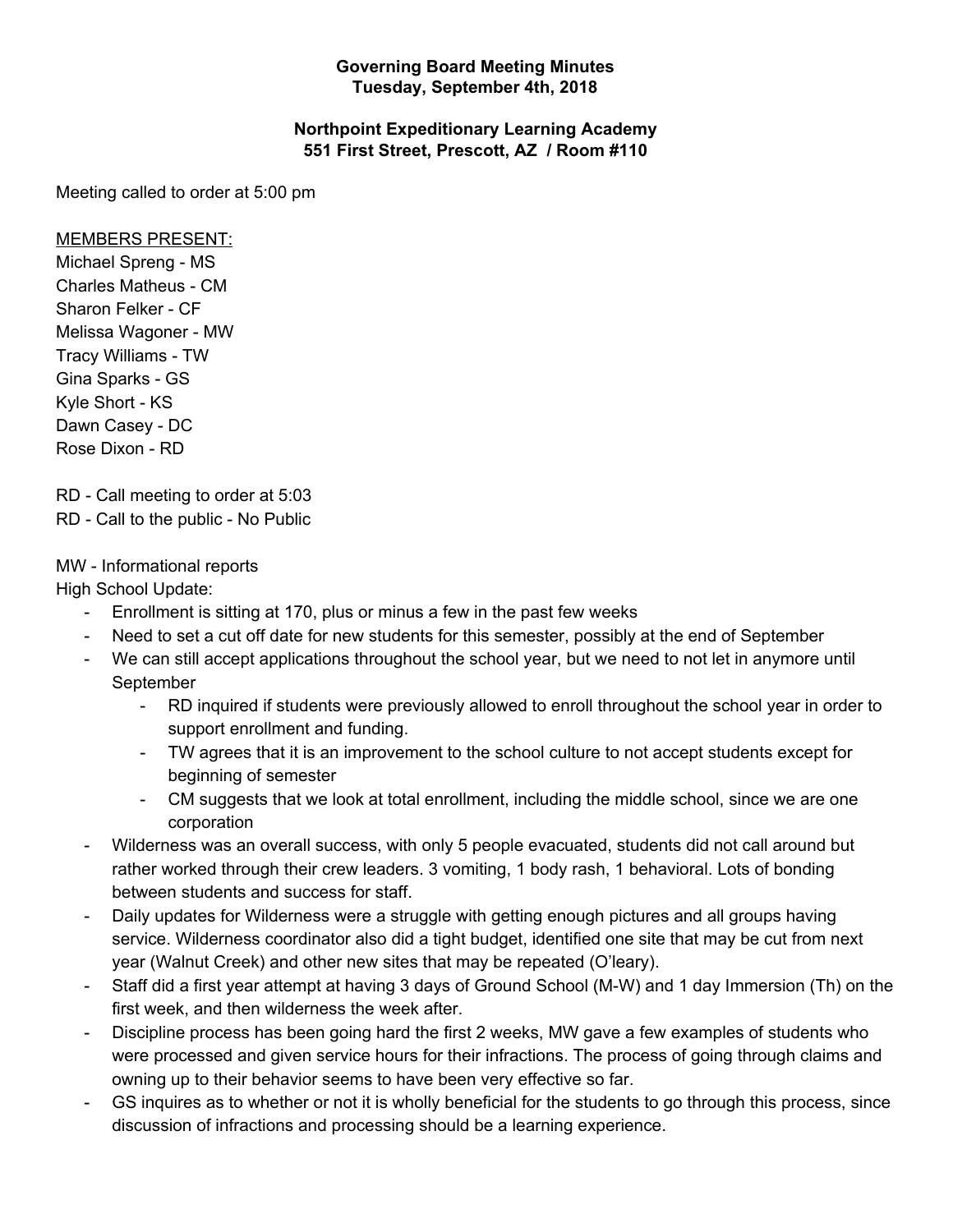**Governing Board Meeting Minutes**
**Tuesday, September 4th, 2018**

**Northpoint Expeditionary Learning Academy**
**551 First Street, Prescott, AZ / Room #110**

Meeting called to order at 5:00 pm

MEMBERS PRESENT:
Michael Spreng - MS
Charles Matheus - CM
Sharon Felker - CF
Melissa Wagoner - MW
Tracy Williams - TW
Gina Sparks - GS
Kyle Short - KS
Dawn Casey - DC
Rose Dixon - RD

RD - Call meeting to order at 5:03
RD - Call to the public - No Public

MW - Informational reports
High School Update:

- Enrollment is sitting at 170, plus or minus a few in the past few weeks
- Need to set a cut off date for new students for this semester, possibly at the end of September
- We can still accept applications throughout the school year, but we need to not let in anymore until September
    - RD inquired if students were previously allowed to enroll throughout the school year in order to support enrollment and funding.
    - TW agrees that it is an improvement to the school culture to not accept students except for beginning of semester
    - CM suggests that we look at total enrollment, including the middle school, since we are one corporation
- Wilderness was an overall success, with only 5 people evacuated, students did not call around but rather worked through their crew leaders. 3 vomiting, 1 body rash, 1 behavioral. Lots of bonding between students and success for staff.
- Daily updates for Wilderness were a struggle with getting enough pictures and all groups having service. Wilderness coordinator also did a tight budget, identified one site that may be cut from next year (Walnut Creek) and other new sites that may be repeated (O'leary).
- Staff did a first year attempt at having 3 days of Ground School (M-W) and 1 day Immersion (Th) on the first week, and then wilderness the week after.
- Discipline process has been going hard the first 2 weeks, MW gave a few examples of students who were processed and given service hours for their infractions. The process of going through claims and owning up to their behavior seems to have been very effective so far.
- GS inquires as to whether or not it is wholly beneficial for the students to go through this process, since discussion of infractions and processing should be a learning experience.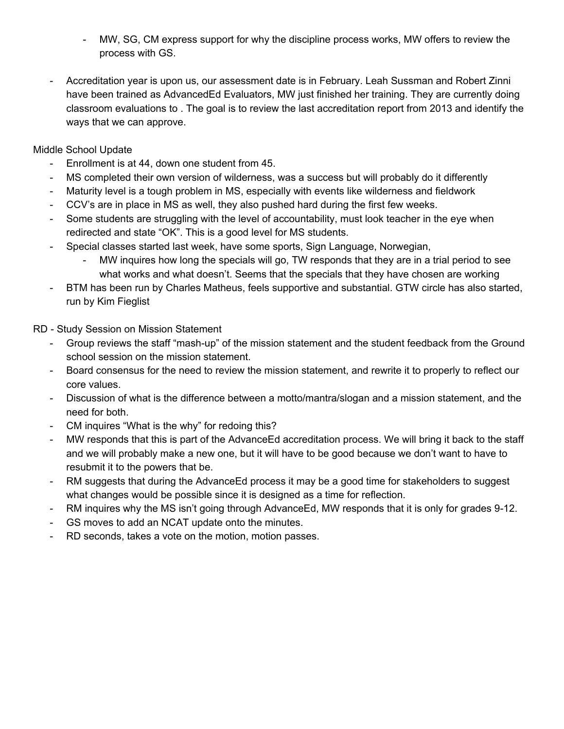- MW, SG, CM express support for why the discipline process works, MW offers to review the process with GS.

- Accreditation year is upon us, our assessment date is in February. Leah Sussman and Robert Zinni have been trained as AdvancedEd Evaluators, MW just finished her training. They are currently doing classroom evaluations to . The goal is to review the last accreditation report from 2013 and identify the ways that we can approve.

Middle School Update

- Enrollment is at 44, down one student from 45.
- MS completed their own version of wilderness, was a success but will probably do it differently
- Maturity level is a tough problem in MS, especially with events like wilderness and fieldwork
- CCV's are in place in MS as well, they also pushed hard during the first few weeks.
- Some students are struggling with the level of accountability, must look teacher in the eye when redirected and state "OK". This is a good level for MS students.
- Special classes started last week, have some sports, Sign Language, Norwegian,
  - MW inquires how long the specials will go, TW responds that they are in a trial period to see what works and what doesn't. Seems that the specials that they have chosen are working
- BTM has been run by Charles Matheus, feels supportive and substantial. GTW circle has also started, run by Kim Fieglist

RD - Study Session on Mission Statement

- Group reviews the staff "mash-up" of the mission statement and the student feedback from the Ground school session on the mission statement.
- Board consensus for the need to review the mission statement, and rewrite it to properly to reflect our core values.
- Discussion of what is the difference between a motto/mantra/slogan and a mission statement, and the need for both.
- CM inquires "What is the why" for redoing this?
- MW responds that this is part of the AdvanceEd accreditation process. We will bring it back to the staff and we will probably make a new one, but it will have to be good because we don't want to have to resubmit it to the powers that be.
- RM suggests that during the AdvanceEd process it may be a good time for stakeholders to suggest what changes would be possible since it is designed as a time for reflection.
- RM inquires why the MS isn't going through AdvanceEd, MW responds that it is only for grades 9-12.
- GS moves to add an NCAT update onto the minutes.
- RD seconds, takes a vote on the motion, motion passes.